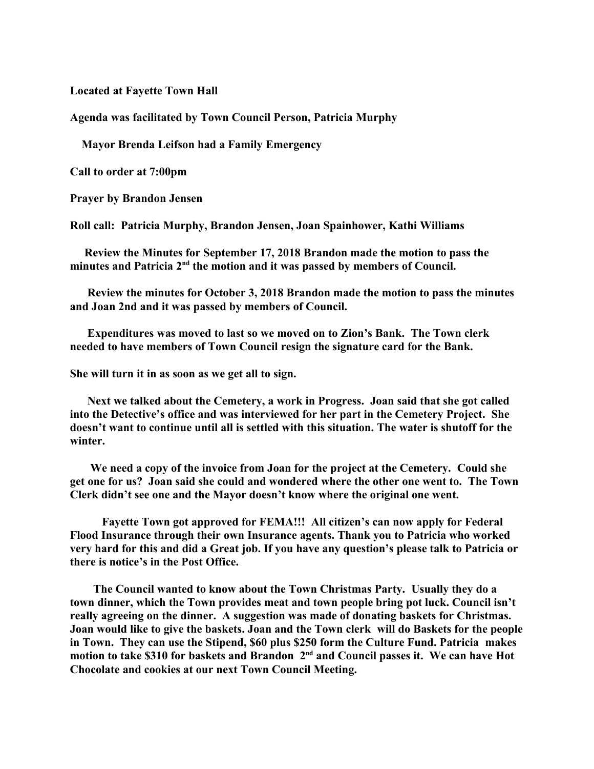**Located at Fayette Town Hall**

**Agenda was facilitated by Town Council Person, Patricia Murphy**

**Mayor Brenda Leifson had a Family Emergency**

**Call to order at 7:00pm**

**Prayer by Brandon Jensen**

**Roll call: Patricia Murphy, Brandon Jensen, Joan Spainhower, Kathi Williams**

**Review the Minutes for September 17, 2018 Brandon made the motion to pass the minutes and Patricia 2nd the motion and it was passed by members of Council.**

**Review the minutes for October 3, 2018 Brandon made the motion to pass the minutes and Joan 2nd and it was passed by members of Council.**

**Expenditures was moved to last so we moved on to Zion's Bank. The Town clerk needed to have members of Town Council resign the signature card for the Bank.**

**She will turn it in as soon as we get all to sign.**

**Next we talked about the Cemetery, a work in Progress. Joan said that she got called into the Detective's office and was interviewed for her part in the Cemetery Project. She doesn't want to continue until all is settled with this situation. The water is shutoff for the winter.**

**We need a copy of the invoice from Joan for the project at the Cemetery. Could she get one for us? Joan said she could and wondered where the other one went to. The Town Clerk didn't see one and the Mayor doesn't know where the original one went.**

**Fayette Town got approved for FEMA!!! All citizen's can now apply for Federal Flood Insurance through their own Insurance agents. Thank you to Patricia who worked very hard for this and did a Great job. If you have any question's please talk to Patricia or there is notice's in the Post Office.**

**The Council wanted to know about the Town Christmas Party. Usually they do a town dinner, which the Town provides meat and town people bring pot luck. Council isn't really agreeing on the dinner. A suggestion was made of donating baskets for Christmas. Joan would like to give the baskets. Joan and the Town clerk will do Baskets for the people in Town. They can use the Stipend, $60 plus $250 form the Culture Fund. Patricia makes motion to take $310 for baskets and Brandon 2nd and Council passes it. We can have Hot Chocolate and cookies at our next Town Council Meeting.**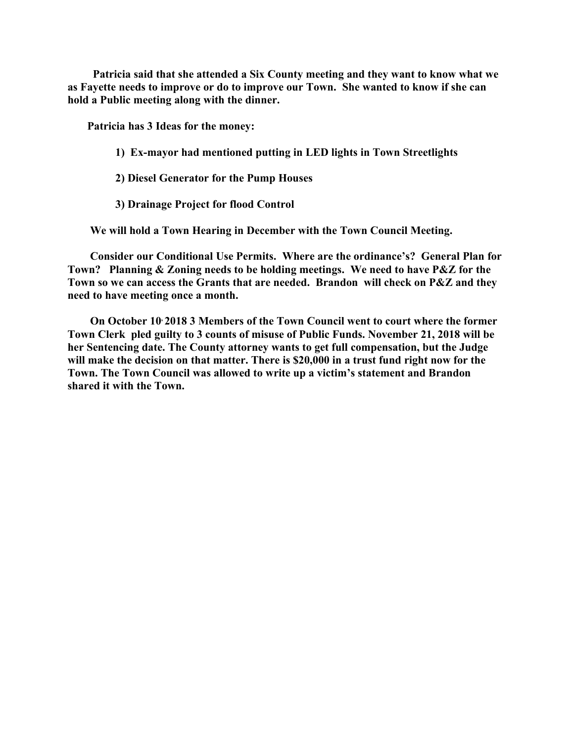**Patricia said that she attended a Six County meeting and they want to know what we as Fayette needs to improve or do to improve our Town. She wanted to know if she can hold a Public meeting along with the dinner.**

**Patricia has 3 Ideas for the money:**

**1) Ex-mayor had mentioned putting in LED lights in Town Streetlights**

**2) Diesel Generator for the Pump Houses**

**3) Drainage Project for flood Control**

**We will hold a Town Hearing in December with the Town Council Meeting.**

**Consider our Conditional Use Permits. Where are the ordinance's? General Plan for Town? Planning & Zoning needs to be holding meetings. We need to have P&Z for the Town so we can access the Grants that are needed. Brandon will check on P&Z and they need to have meeting once a month.**

**On October 10, 2018 3 Members of the Town Council went to court where the former Town Clerk pled guilty to 3 counts of misuse of Public Funds. November 21, 2018 will be her Sentencing date. The County attorney wants to get full compensation, but the Judge will make the decision on that matter. There is $20,000 in a trust fund right now for the Town. The Town Council was allowed to write up a victim's statement and Brandon shared it with the Town.**